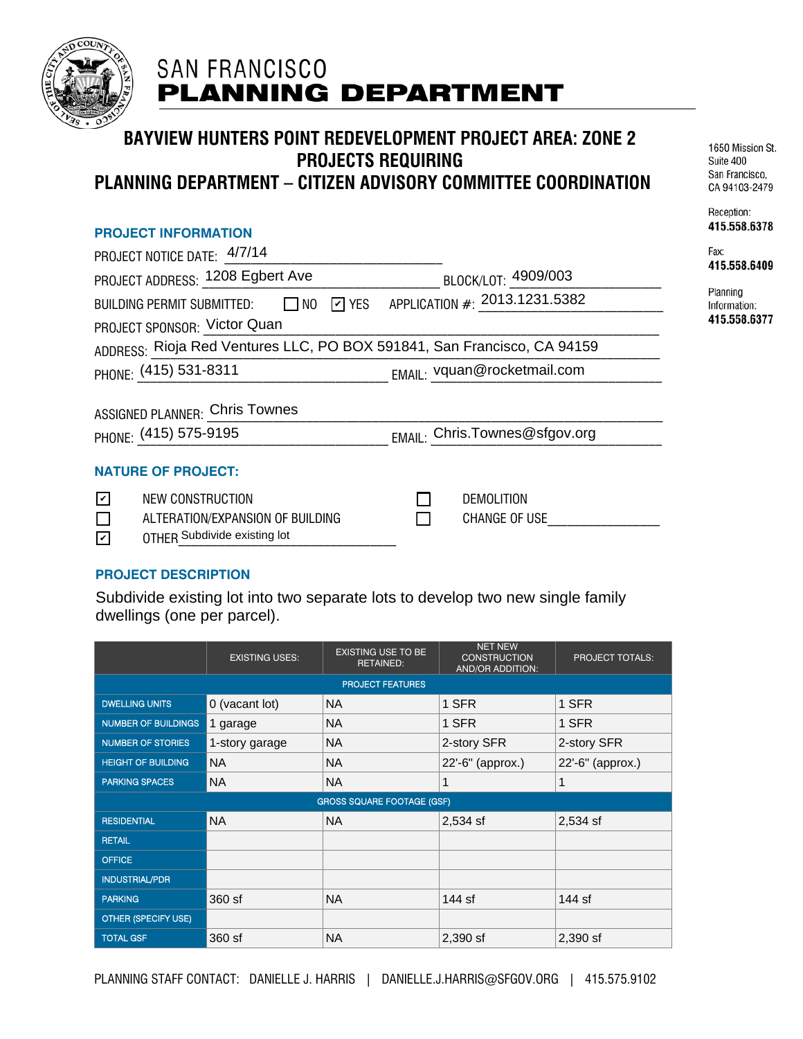# SAN FRANCISCO PLANNING DEPARTMENT

1650 Mission St.
Suite 400
San Francisco,
CA 94103-2479

Reception:
**415.558.6378**

Fax:
**415.558.6409**

Planning
Information:
**415.558.6377**

## BAYVIEW HUNTERS POINT REDEVELOPMENT PROJECT AREA: ZONE 2 PROJECTS REQUIRING PLANNING DEPARTMENT – CITIZEN ADVISORY COMMITTEE COORDINATION

### PROJECT INFORMATION

PROJECT NOTICE DATE: 4/7/14

PROJECT ADDRESS: 1208 Egbert Ave BLOCK/LOT: 4909/003

BUILDING PERMIT SUBMITTED: ☐ NO ☑ YES APPLICATION #: 2013.1231.5382

PROJECT SPONSOR: Victor Quan

ADDRESS: Rioja Red Ventures LLC, PO BOX 591841, San Francisco, CA 94159

PHONE: (415) 531-8311 EMAIL: vquan@rocketmail.com

ASSIGNED PLANNER: Chris Townes

PHONE: (415) 575-9195 EMAIL: Chris.Townes@sfgov.org

### NATURE OF PROJECT:

- ☑ NEW CONSTRUCTION
- ☐ ALTERATION/EXPANSION OF BUILDING
- ☑ OTHER Subdivide existing lot
- ☐ DEMOLITION
- ☐ CHANGE OF USE

### PROJECT DESCRIPTION

Subdivide existing lot into two separate lots to develop two new single family dwellings (one per parcel).

| | EXISTING USES: | EXISTING USE TO BE RETAINED: | NET NEW CONSTRUCTION AND/OR ADDITION: | PROJECT TOTALS: |
|---|---|---|---|---|
| **PROJECT FEATURES** | | | | |
| DWELLING UNITS | 0 (vacant lot) | NA | 1 SFR | 1 SFR |
| NUMBER OF BUILDINGS | 1 garage | NA | 1 SFR | 1 SFR |
| NUMBER OF STORIES | 1-story garage | NA | 2-story SFR | 2-story SFR |
| HEIGHT OF BUILDING | NA | NA | 22'-6" (approx.) | 22'-6" (approx.) |
| PARKING SPACES | NA | NA | 1 | 1 |
| **GROSS SQUARE FOOTAGE (GSF)** | | | | |
| RESIDENTIAL | NA | NA | 2,534 sf | 2,534 sf |
| RETAIL | | | | |
| OFFICE | | | | |
| INDUSTRIAL/PDR | | | | |
| PARKING | 360 sf | NA | 144 sf | 144 sf |
| OTHER (SPECIFY USE) | | | | |
| TOTAL GSF | 360 sf | NA | 2,390 sf | 2,390 sf |

PLANNING STAFF CONTACT: DANIELLE J. HARRIS | DANIELLE.J.HARRIS@SFGOV.ORG | 415.575.9102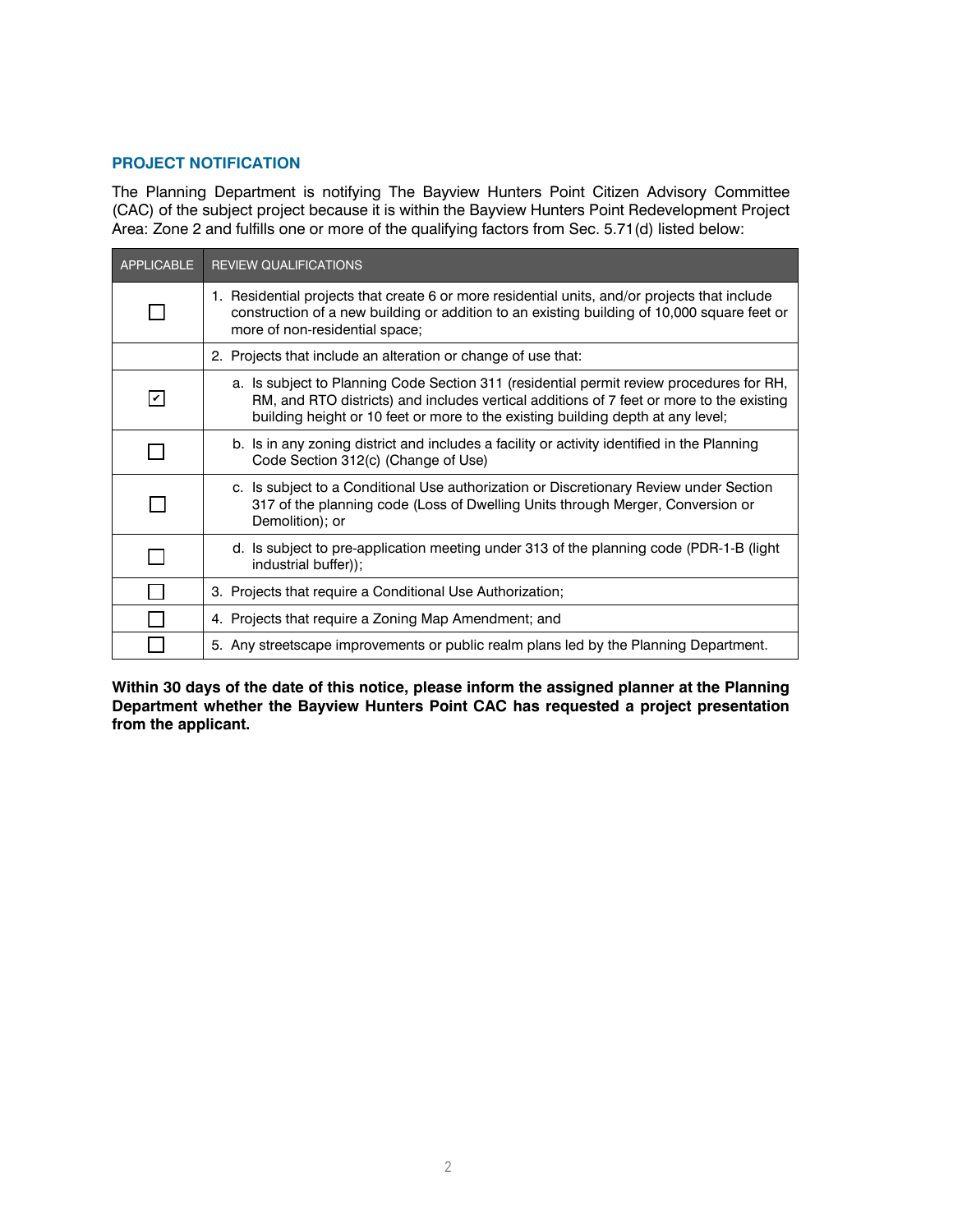## PROJECT NOTIFICATION

The Planning Department is notifying The Bayview Hunters Point Citizen Advisory Committee (CAC) of the subject project because it is within the Bayview Hunters Point Redevelopment Project Area: Zone 2 and fulfills one or more of the qualifying factors from Sec. 5.71(d) listed below:

| APPLICABLE | REVIEW QUALIFICATIONS |
|---|---|
| ☐ | 1. Residential projects that create 6 or more residential units, and/or projects that include construction of a new building or addition to an existing building of 10,000 square feet or more of non-residential space; |
| | 2. Projects that include an alteration or change of use that: |
| ☑ | a. Is subject to Planning Code Section 311 (residential permit review procedures for RH, RM, and RTO districts) and includes vertical additions of 7 feet or more to the existing building height or 10 feet or more to the existing building depth at any level; |
| ☐ | b. Is in any zoning district and includes a facility or activity identified in the Planning Code Section 312(c) (Change of Use) |
| ☐ | c. Is subject to a Conditional Use authorization or Discretionary Review under Section 317 of the planning code (Loss of Dwelling Units through Merger, Conversion or Demolition); or |
| ☐ | d. Is subject to pre-application meeting under 313 of the planning code (PDR-1-B (light industrial buffer)); |
| ☐ | 3. Projects that require a Conditional Use Authorization; |
| ☐ | 4. Projects that require a Zoning Map Amendment; and |
| ☐ | 5. Any streetscape improvements or public realm plans led by the Planning Department. |

**Within 30 days of the date of this notice, please inform the assigned planner at the Planning Department whether the Bayview Hunters Point CAC has requested a project presentation from the applicant.**